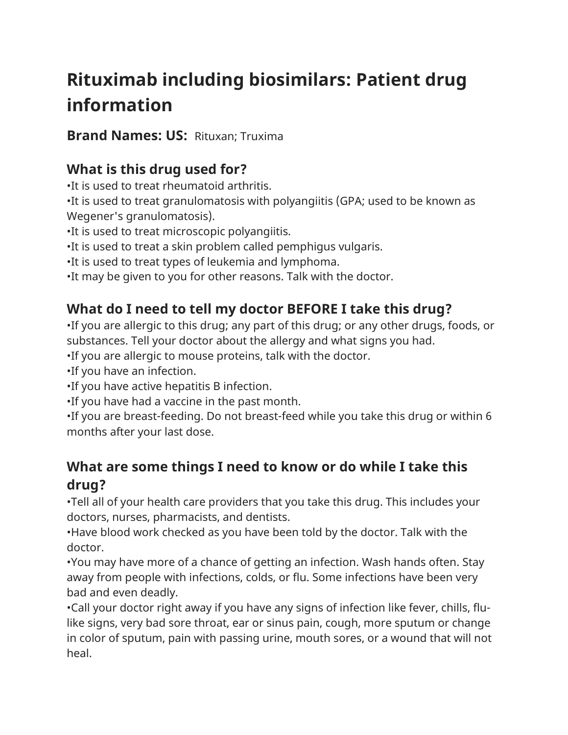# Rituximab including biosimilars: Patient drug information

**Brand Names: US:** Rituxan; Truxima

## What is this drug used for?

•It is used to treat rheumatoid arthritis.
•It is used to treat granulomatosis with polyangiitis (GPA; used to be known as Wegener's granulomatosis).
•It is used to treat microscopic polyangiitis.
•It is used to treat a skin problem called pemphigus vulgaris.
•It is used to treat types of leukemia and lymphoma.
•It may be given to you for other reasons. Talk with the doctor.

## What do I need to tell my doctor BEFORE I take this drug?

•If you are allergic to this drug; any part of this drug; or any other drugs, foods, or substances. Tell your doctor about the allergy and what signs you had.
•If you are allergic to mouse proteins, talk with the doctor.
•If you have an infection.
•If you have active hepatitis B infection.
•If you have had a vaccine in the past month.
•If you are breast-feeding. Do not breast-feed while you take this drug or within 6 months after your last dose.

## What are some things I need to know or do while I take this drug?

•Tell all of your health care providers that you take this drug. This includes your doctors, nurses, pharmacists, and dentists.
•Have blood work checked as you have been told by the doctor. Talk with the doctor.
•You may have more of a chance of getting an infection. Wash hands often. Stay away from people with infections, colds, or flu. Some infections have been very bad and even deadly.
•Call your doctor right away if you have any signs of infection like fever, chills, flu-like signs, very bad sore throat, ear or sinus pain, cough, more sputum or change in color of sputum, pain with passing urine, mouth sores, or a wound that will not heal.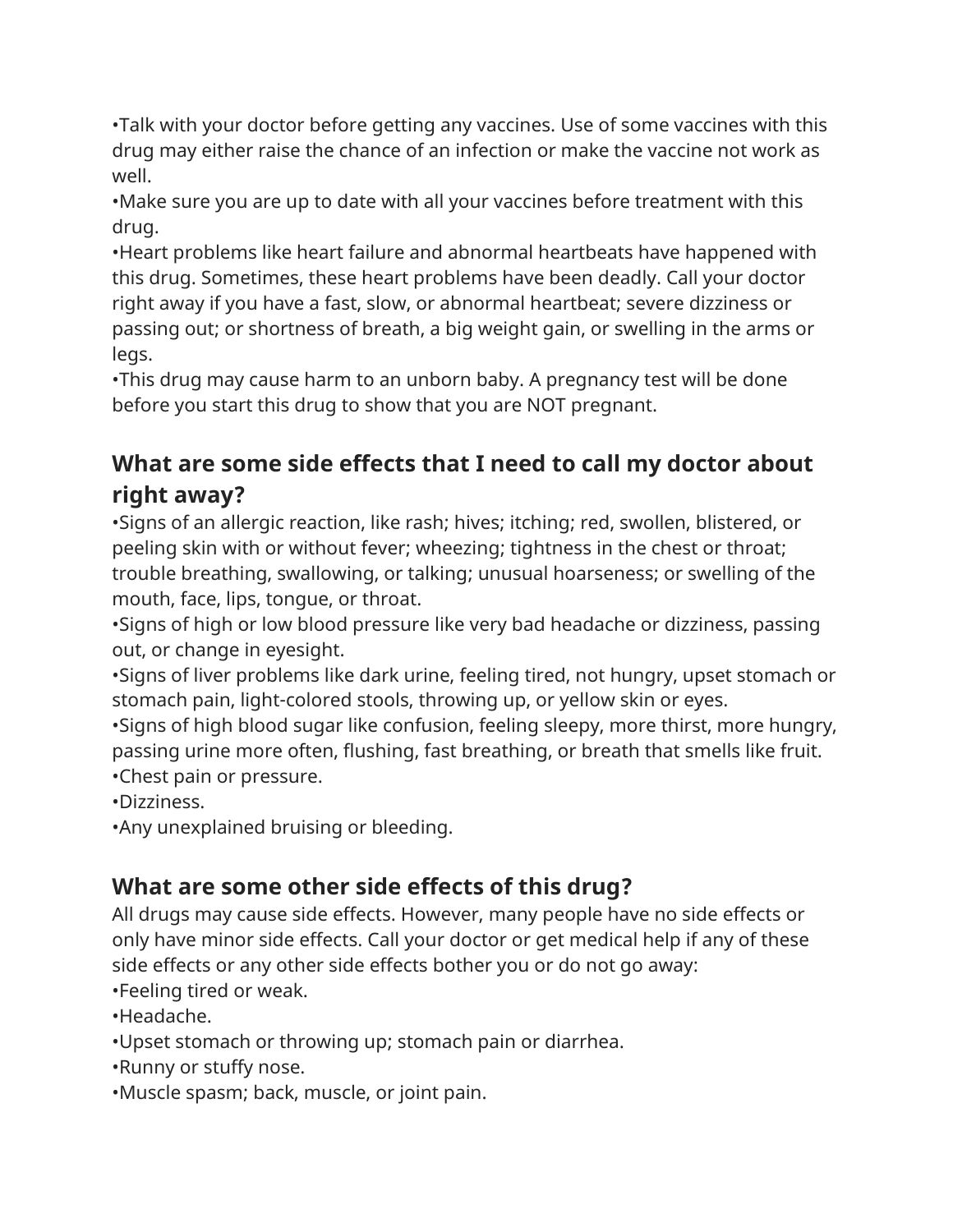•Talk with your doctor before getting any vaccines. Use of some vaccines with this drug may either raise the chance of an infection or make the vaccine not work as well.
•Make sure you are up to date with all your vaccines before treatment with this drug.
•Heart problems like heart failure and abnormal heartbeats have happened with this drug. Sometimes, these heart problems have been deadly. Call your doctor right away if you have a fast, slow, or abnormal heartbeat; severe dizziness or passing out; or shortness of breath, a big weight gain, or swelling in the arms or legs.
•This drug may cause harm to an unborn baby. A pregnancy test will be done before you start this drug to show that you are NOT pregnant.

## What are some side effects that I need to call my doctor about right away?

•Signs of an allergic reaction, like rash; hives; itching; red, swollen, blistered, or peeling skin with or without fever; wheezing; tightness in the chest or throat; trouble breathing, swallowing, or talking; unusual hoarseness; or swelling of the mouth, face, lips, tongue, or throat.
•Signs of high or low blood pressure like very bad headache or dizziness, passing out, or change in eyesight.
•Signs of liver problems like dark urine, feeling tired, not hungry, upset stomach or stomach pain, light-colored stools, throwing up, or yellow skin or eyes.
•Signs of high blood sugar like confusion, feeling sleepy, more thirst, more hungry, passing urine more often, flushing, fast breathing, or breath that smells like fruit.
•Chest pain or pressure.
•Dizziness.
•Any unexplained bruising or bleeding.

## What are some other side effects of this drug?

All drugs may cause side effects. However, many people have no side effects or only have minor side effects. Call your doctor or get medical help if any of these side effects or any other side effects bother you or do not go away:
•Feeling tired or weak.
•Headache.
•Upset stomach or throwing up; stomach pain or diarrhea.
•Runny or stuffy nose.
•Muscle spasm; back, muscle, or joint pain.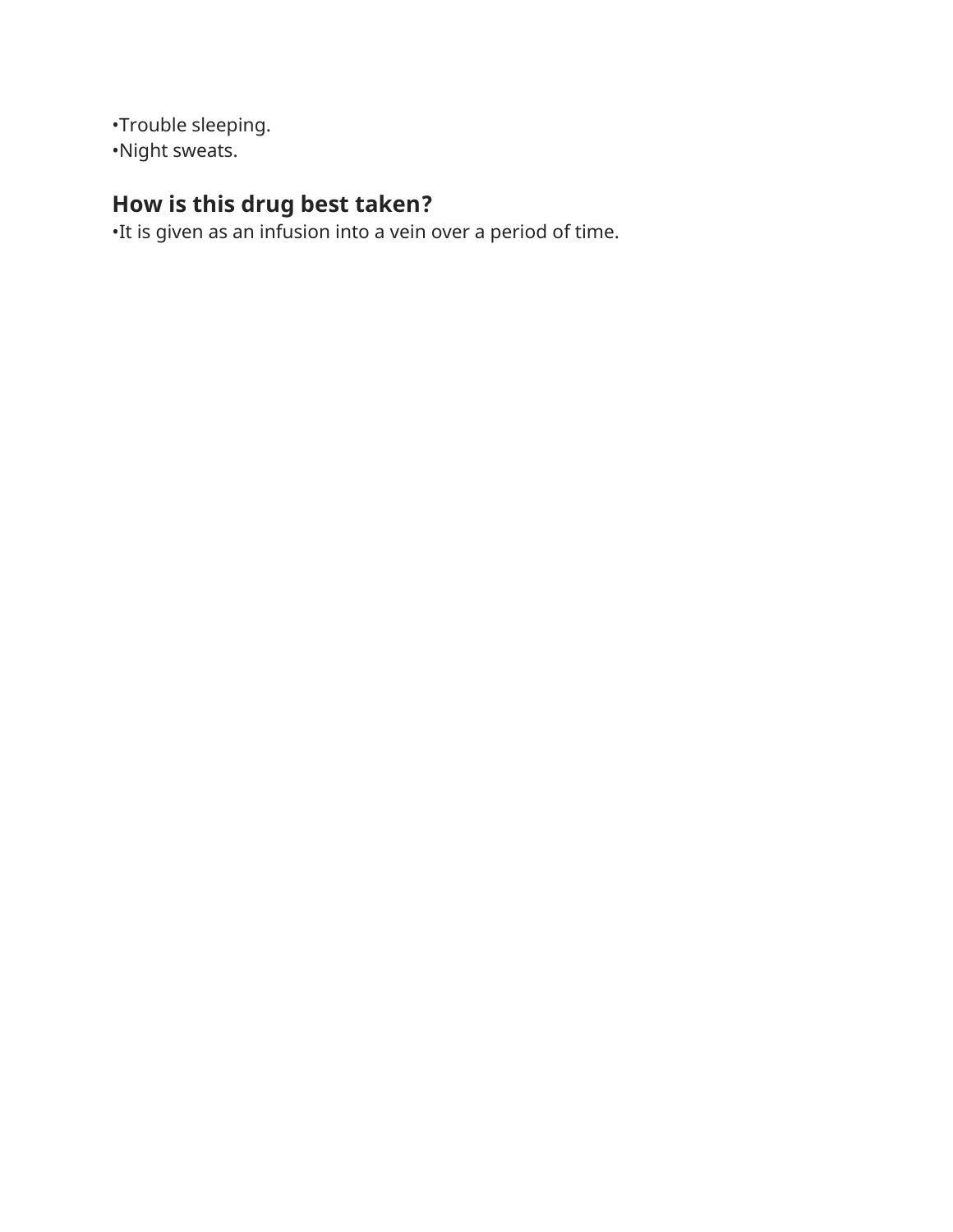•Trouble sleeping.
•Night sweats.

## How is this drug best taken?

•It is given as an infusion into a vein over a period of time.